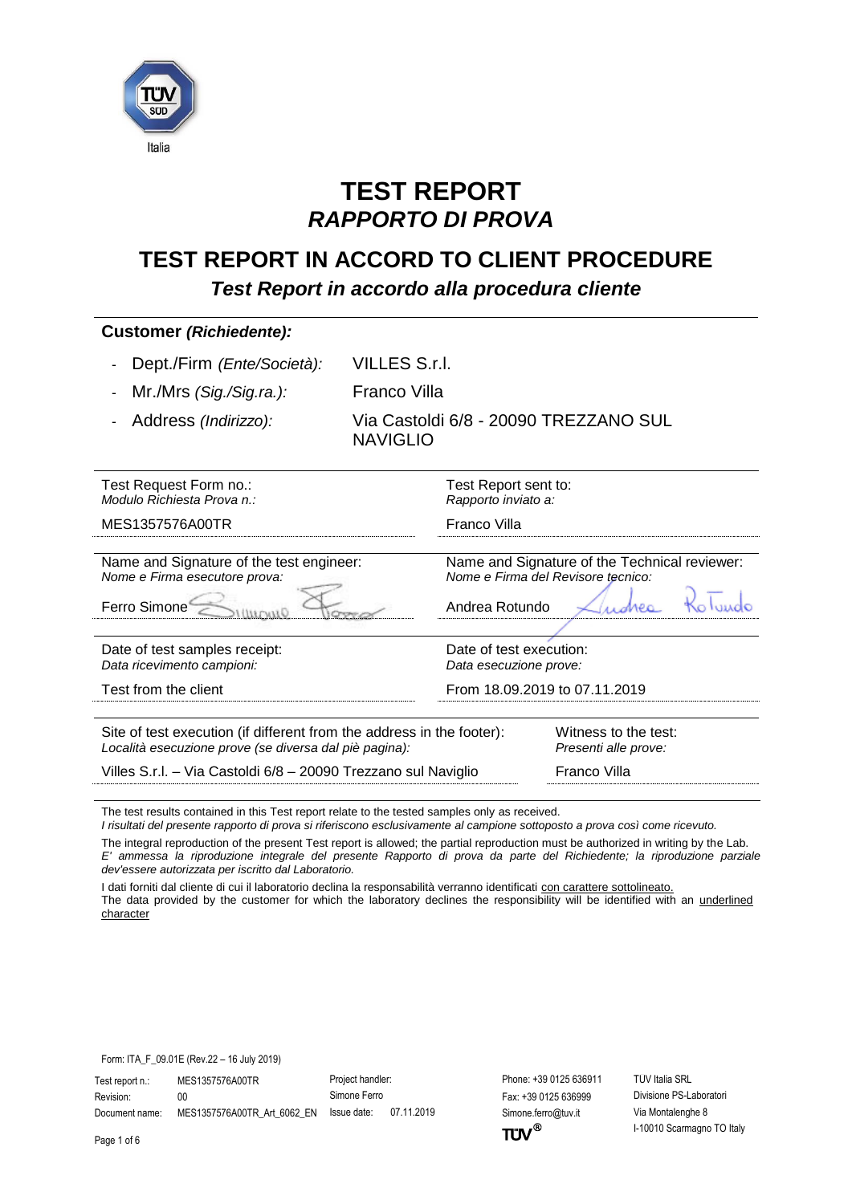# TEST REPORT
# *RAPPORTO DI PROVA*

## TEST REPORT IN ACCORD TO CLIENT PROCEDURE
### *Test Report in accordo alla procedura cliente*

**Customer *(Richiedente)*:**

- Dept./Firm *(Ente/Società)*: VILLES S.r.l.
- Mr./Mrs *(Sig./Sig.ra.)*: Franco Villa
- Address *(Indirizzo)*: Via Castoldi 6/8 - 20090 TREZZANO SUL NAVIGLIO

| Test Request Form no.:<br>*Modulo Richiesta Prova n.:* | Test Report sent to:<br>*Rapporto inviato a:* |
|---|---|
| MES1357576A00TR | Franco Villa |
| Name and Signature of the test engineer:<br>*Nome e Firma esecutore prova:* | Name and Signature of the Technical reviewer:<br>*Nome e Firma del Revisore tecnico:* |
| Ferro Simone | Andrea Rotundo |
| Date of test samples receipt:<br>*Data ricevimento campioni:* | Date of test execution:<br>*Data esecuzione prove:* |
| Test from the client | From 18.09.2019 to 07.11.2019 |

| Site of test execution (if different from the address in the footer):<br>*Località esecuzione prove (se diversa dal piè pagina):* | Witness to the test:<br>*Presenti alle prove:* |
|---|---|
| Villes S.r.l. – Via Castoldi 6/8 – 20090 Trezzano sul Naviglio | Franco Villa |

The test results contained in this Test report relate to the tested samples only as received.
*I risultati del presente rapporto di prova si riferiscono esclusivamente al campione sottoposto a prova così come ricevuto.*

The integral reproduction of the present Test report is allowed; the partial reproduction must be authorized in writing by the Lab.
*E' ammessa la riproduzione integrale del presente Rapporto di prova da parte del Richiedente; la riproduzione parziale dev'essere autorizzata per iscritto dal Laboratorio.*

I dati forniti dal cliente di cui il laboratorio declina la responsabilità verranno identificati <u>con carattere sottolineato.</u>
The data provided by the customer for which the laboratory declines the responsibility will be identified with an <u>underlined character</u>

Form: ITA_F_09.01E (Rev.22 – 16 July 2019)

| Test report n.: | MES1357576A00TR | Project handler: | | Phone: +39 0125 636911 | TUV Italia SRL |
|---|---|---|---|---|---|
| Revision: | 00 | Simone Ferro | | Fax: +39 0125 636999 | Divisione PS-Laboratori |
| Document name: | MES1357576A00TR_Art_6062_EN | Issue date: | 07.11.2019 | Simone.ferro@tuv.it | Via Montalenghe 8 |
| | | | | | I-10010 Scarmagno TO Italy |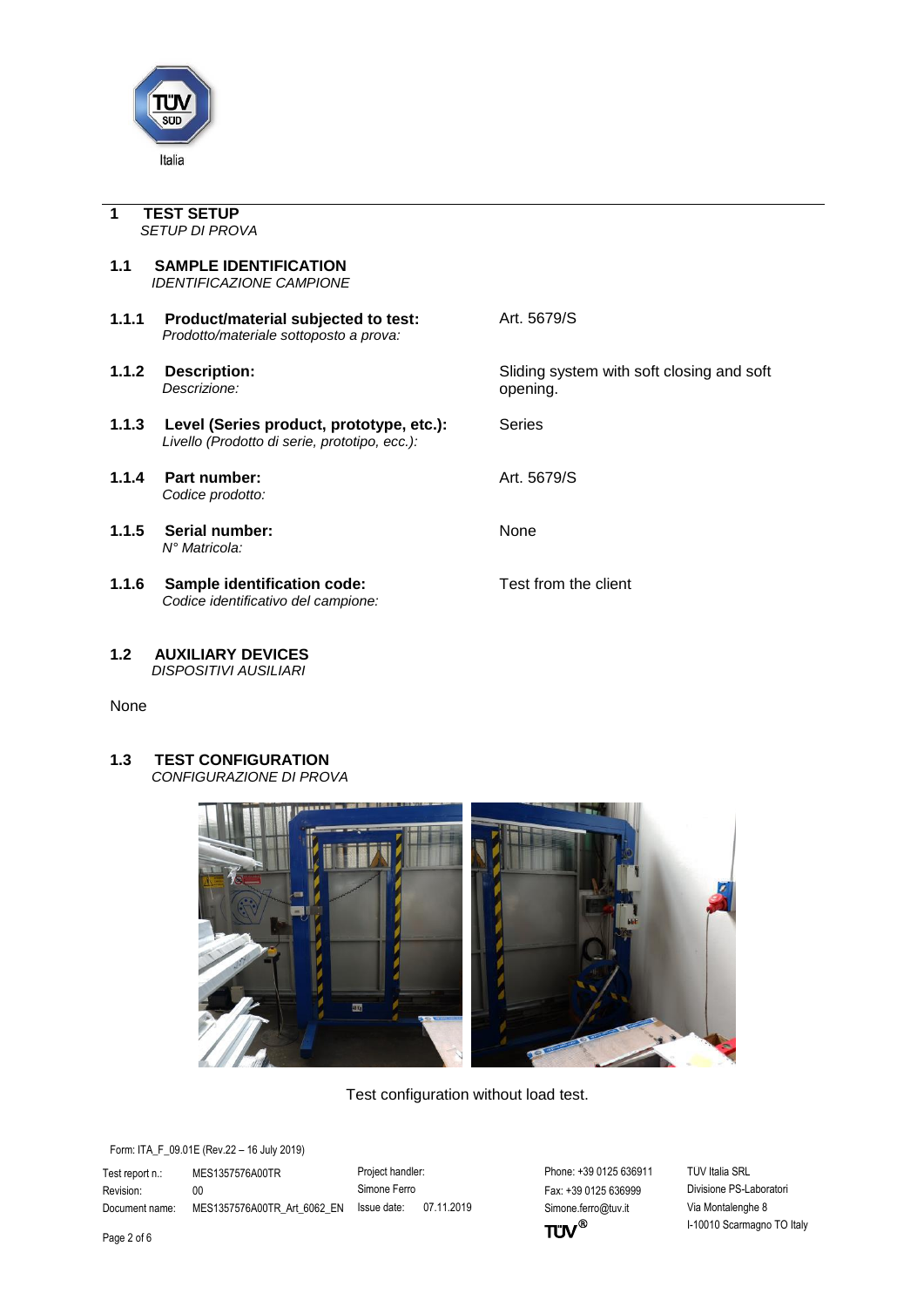# 1 TEST SETUP
*SETUP DI PROVA*

## 1.1 SAMPLE IDENTIFICATION
*IDENTIFICAZIONE CAMPIONE*

| | |
|---|---|
| **1.1.1 Product/material subjected to test:** *Prodotto/materiale sottoposto a prova:* | Art. 5679/S |
| **1.1.2 Description:** *Descrizione:* | Sliding system with soft closing and soft opening. |
| **1.1.3 Level (Series product, prototype, etc.):** *Livello (Prodotto di serie, prototipo, ecc.):* | Series |
| **1.1.4 Part number:** *Codice prodotto:* | Art. 5679/S |
| **1.1.5 Serial number:** *N° Matricola:* | None |
| **1.1.6 Sample identification code:** *Codice identificativo del campione:* | Test from the client |

## 1.2 AUXILIARY DEVICES
*DISPOSITIVI AUSILIARI*

None

## 1.3 TEST CONFIGURATION
*CONFIGURAZIONE DI PROVA*

Test configuration without load test.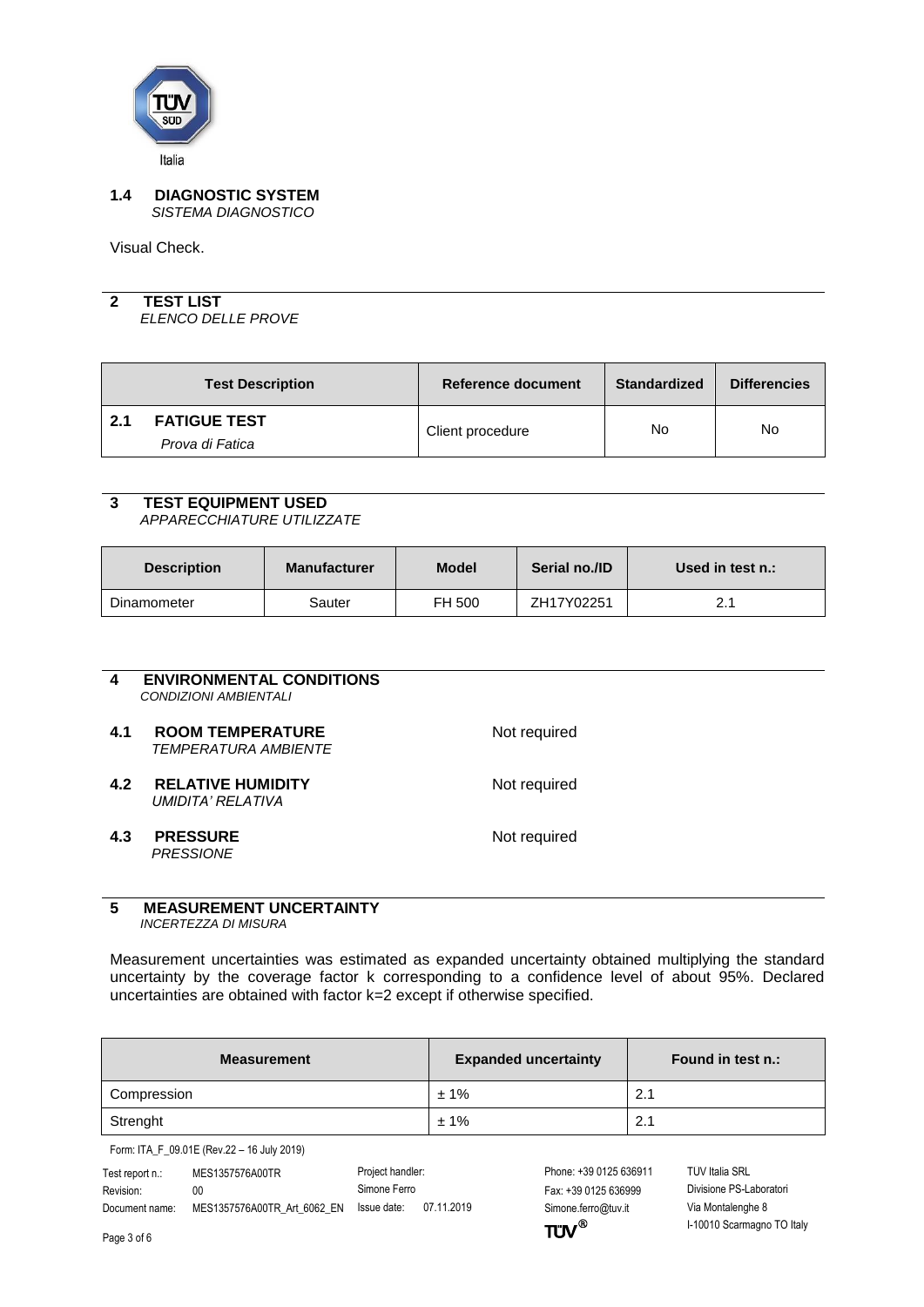## 1.4 DIAGNOSTIC SYSTEM

*SISTEMA DIAGNOSTICO*

Visual Check.

## 2 TEST LIST

*ELENCO DELLE PROVE*

| Test Description | Reference document | Standardized | Differencies |
|---|---|---|---|
| **2.1 FATIGUE TEST** *Prova di Fatica* | Client procedure | No | No |

## 3 TEST EQUIPMENT USED

*APPARECCHIATURE UTILIZZATE*

| Description | Manufacturer | Model | Serial no./ID | Used in test n.: |
|---|---|---|---|---|
| Dinamometer | Sauter | FH 500 | ZH17Y02251 | 2.1 |

## 4 ENVIRONMENTAL CONDITIONS

*CONDIZIONI AMBIENTALI*

### 4.1 ROOM TEMPERATURE

*TEMPERATURA AMBIENTE*

Not required

### 4.2 RELATIVE HUMIDITY

*UMIDITA' RELATIVA*

Not required

### 4.3 PRESSURE

*PRESSIONE*

Not required

## 5 MEASUREMENT UNCERTAINTY

*INCERTEZZA DI MISURA*

Measurement uncertainties was estimated as expanded uncertainty obtained multiplying the standard uncertainty by the coverage factor k corresponding to a confidence level of about 95%. Declared uncertainties are obtained with factor k=2 except if otherwise specified.

| Measurement | Expanded uncertainty | Found in test n.: |
|---|---|---|
| Compression | ± 1% | 2.1 |
| Strenght | ± 1% | 2.1 |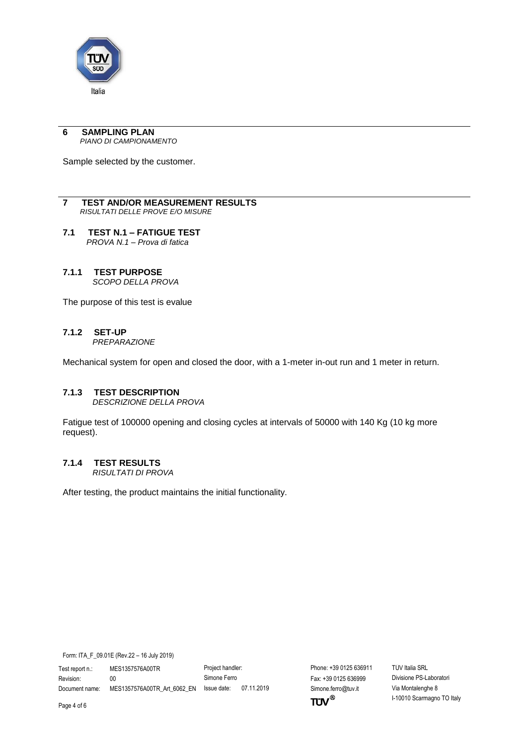## 6 SAMPLING PLAN

*PIANO DI CAMPIONAMENTO*

Sample selected by the customer.

## 7 TEST AND/OR MEASUREMENT RESULTS

*RISULTATI DELLE PROVE E/O MISURE*

### 7.1 TEST N.1 – FATIGUE TEST

*PROVA N.1 – Prova di fatica*

#### 7.1.1 TEST PURPOSE

*SCOPO DELLA PROVA*

The purpose of this test is evalue

#### 7.1.2 SET-UP

*PREPARAZIONE*

Mechanical system for open and closed the door, with a 1-meter in-out run and 1 meter in return.

#### 7.1.3 TEST DESCRIPTION

*DESCRIZIONE DELLA PROVA*

Fatigue test of 100000 opening and closing cycles at intervals of 50000 with 140 Kg (10 kg more request).

#### 7.1.4 TEST RESULTS

*RISULTATI DI PROVA*

After testing, the product maintains the initial functionality.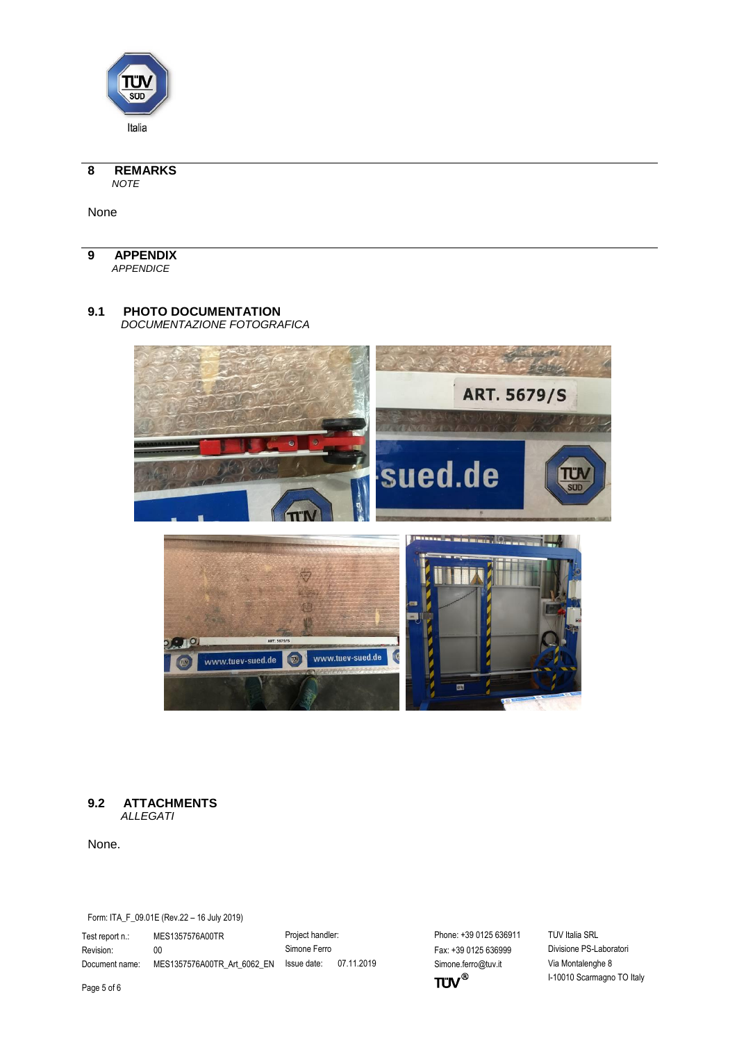## 8 REMARKS
*NOTE*

None

## 9 APPENDIX
*APPENDICE*

### 9.1 PHOTO DOCUMENTATION
*DOCUMENTAZIONE FOTOGRAFICA*

### 9.2 ATTACHMENTS
*ALLEGATI*

None.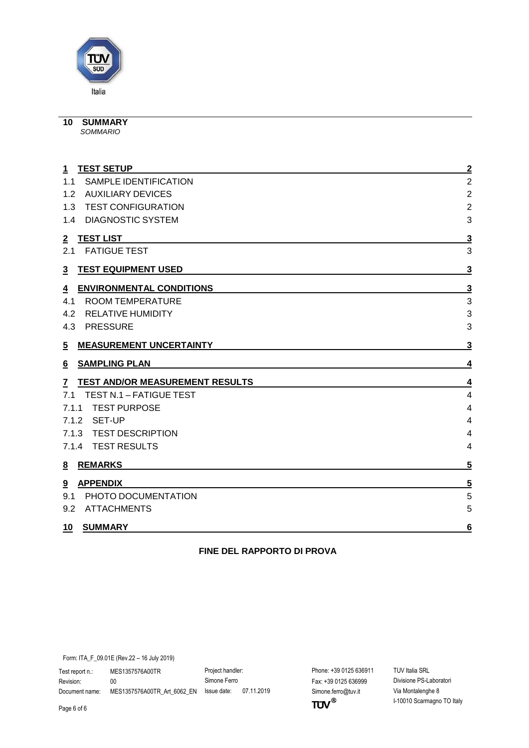## 10 SUMMARY

*SOMMARIO*

| | |
|---|---|
| **1 TEST SETUP** | **2** |
| 1.1 SAMPLE IDENTIFICATION | 2 |
| 1.2 AUXILIARY DEVICES | 2 |
| 1.3 TEST CONFIGURATION | 2 |
| 1.4 DIAGNOSTIC SYSTEM | 3 |
| **2 TEST LIST** | **3** |
| 2.1 FATIGUE TEST | 3 |
| **3 TEST EQUIPMENT USED** | **3** |
| **4 ENVIRONMENTAL CONDITIONS** | **3** |
| 4.1 ROOM TEMPERATURE | 3 |
| 4.2 RELATIVE HUMIDITY | 3 |
| 4.3 PRESSURE | 3 |
| **5 MEASUREMENT UNCERTAINTY** | **3** |
| **6 SAMPLING PLAN** | **4** |
| **7 TEST AND/OR MEASUREMENT RESULTS** | **4** |
| 7.1 TEST N.1 – FATIGUE TEST | 4 |
| 7.1.1 TEST PURPOSE | 4 |
| 7.1.2 SET-UP | 4 |
| 7.1.3 TEST DESCRIPTION | 4 |
| 7.1.4 TEST RESULTS | 4 |
| **8 REMARKS** | **5** |
| **9 APPENDIX** | **5** |
| 9.1 PHOTO DOCUMENTATION | 5 |
| 9.2 ATTACHMENTS | 5 |
| **10 SUMMARY** | **6** |

**FINE DEL RAPPORTO DI PROVA**